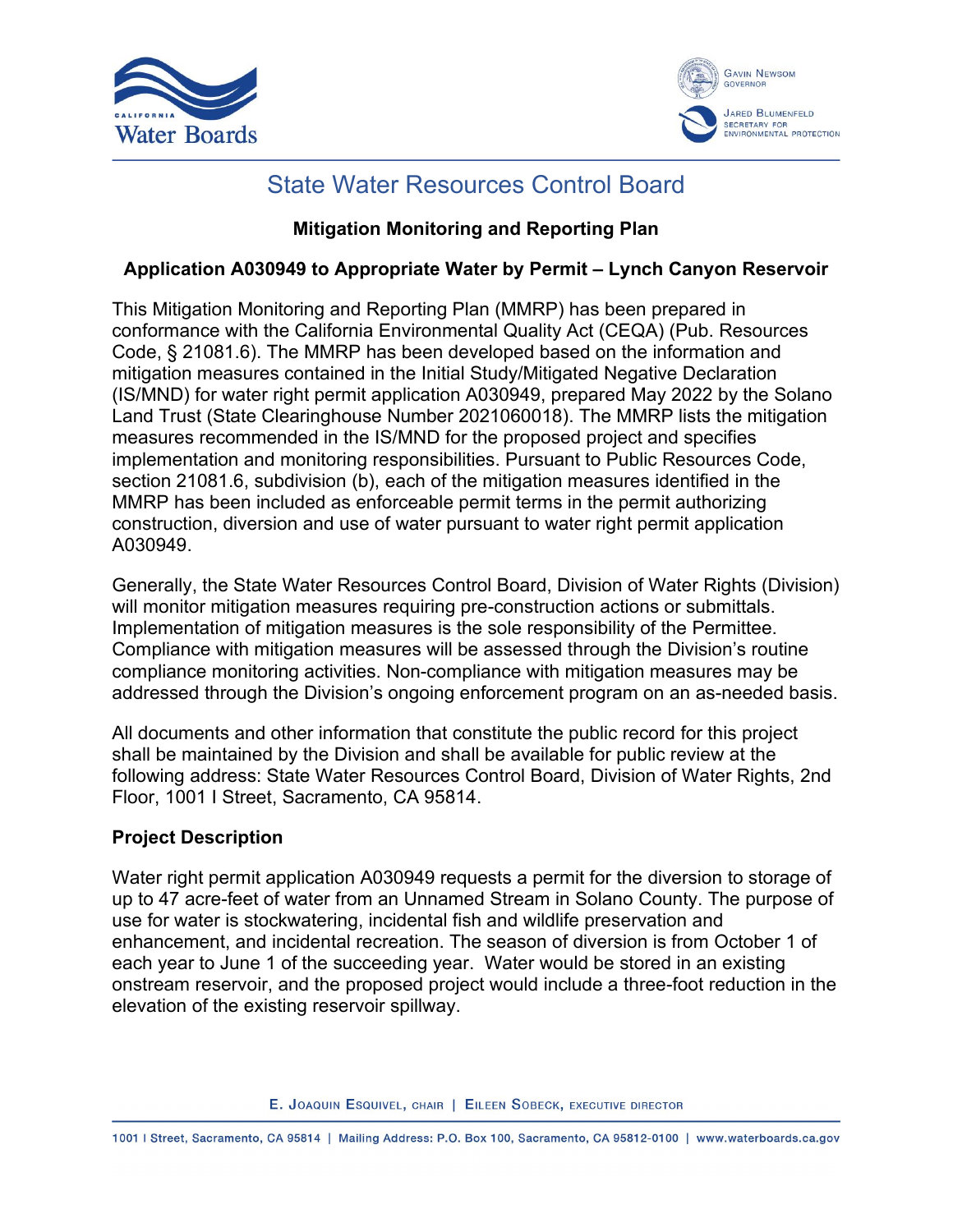# State Water Resources Control Board

**Mitigation Monitoring and Reporting Plan**

**Application A030949 to Appropriate Water by Permit – Lynch Canyon Reservoir**

This Mitigation Monitoring and Reporting Plan (MMRP) has been prepared in conformance with the California Environmental Quality Act (CEQA) (Pub. Resources Code, § 21081.6). The MMRP has been developed based on the information and mitigation measures contained in the Initial Study/Mitigated Negative Declaration (IS/MND) for water right permit application A030949, prepared May 2022 by the Solano Land Trust (State Clearinghouse Number 2021060018). The MMRP lists the mitigation measures recommended in the IS/MND for the proposed project and specifies implementation and monitoring responsibilities. Pursuant to Public Resources Code, section 21081.6, subdivision (b), each of the mitigation measures identified in the MMRP has been included as enforceable permit terms in the permit authorizing construction, diversion and use of water pursuant to water right permit application A030949.

Generally, the State Water Resources Control Board, Division of Water Rights (Division) will monitor mitigation measures requiring pre-construction actions or submittals. Implementation of mitigation measures is the sole responsibility of the Permittee. Compliance with mitigation measures will be assessed through the Division's routine compliance monitoring activities. Non-compliance with mitigation measures may be addressed through the Division's ongoing enforcement program on an as-needed basis.

All documents and other information that constitute the public record for this project shall be maintained by the Division and shall be available for public review at the following address: State Water Resources Control Board, Division of Water Rights, 2nd Floor, 1001 I Street, Sacramento, CA 95814.

## Project Description

Water right permit application A030949 requests a permit for the diversion to storage of up to 47 acre-feet of water from an Unnamed Stream in Solano County. The purpose of use for water is stockwatering, incidental fish and wildlife preservation and enhancement, and incidental recreation. The season of diversion is from October 1 of each year to June 1 of the succeeding year. Water would be stored in an existing onstream reservoir, and the proposed project would include a three-foot reduction in the elevation of the existing reservoir spillway.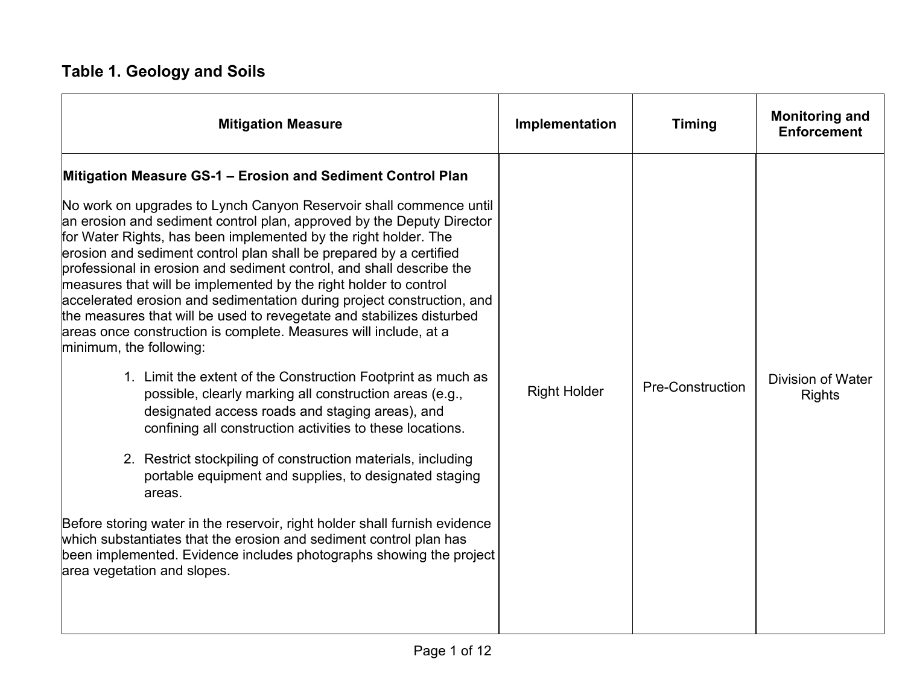## Table 1. Geology and Soils

| Mitigation Measure | Implementation | Timing | Monitoring and Enforcement |
|---|---|---|---|
| **Mitigation Measure GS-1 – Erosion and Sediment Control Plan**<br><br>No work on upgrades to Lynch Canyon Reservoir shall commence until an erosion and sediment control plan, approved by the Deputy Director for Water Rights, has been implemented by the right holder. The erosion and sediment control plan shall be prepared by a certified professional in erosion and sediment control, and shall describe the measures that will be implemented by the right holder to control accelerated erosion and sedimentation during project construction, and the measures that will be used to revegetate and stabilizes disturbed areas once construction is complete. Measures will include, at a minimum, the following:<br><br>1. Limit the extent of the Construction Footprint as much as possible, clearly marking all construction areas (e.g., designated access roads and staging areas), and confining all construction activities to these locations.<br><br>2. Restrict stockpiling of construction materials, including portable equipment and supplies, to designated staging areas.<br><br>Before storing water in the reservoir, right holder shall furnish evidence which substantiates that the erosion and sediment control plan has been implemented. Evidence includes photographs showing the project area vegetation and slopes. | Right Holder | Pre-Construction | Division of Water Rights |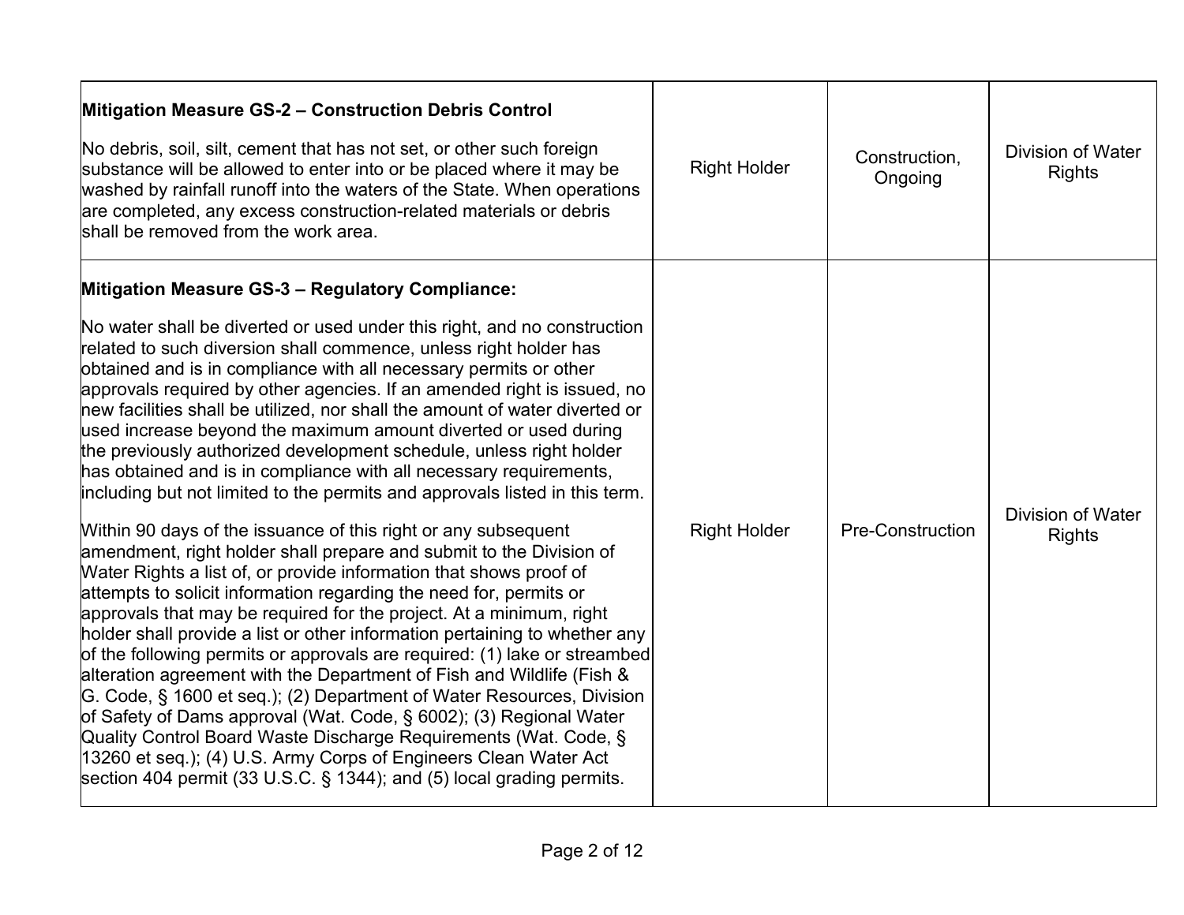| | | | |
|---|---|---|---|
| **Mitigation Measure GS-2 – Construction Debris Control**<br><br>No debris, soil, silt, cement that has not set, or other such foreign substance will be allowed to enter into or be placed where it may be washed by rainfall runoff into the waters of the State. When operations are completed, any excess construction-related materials or debris shall be removed from the work area. | Right Holder | Construction, Ongoing | Division of Water Rights |
| **Mitigation Measure GS-3 – Regulatory Compliance:**<br><br>No water shall be diverted or used under this right, and no construction related to such diversion shall commence, unless right holder has obtained and is in compliance with all necessary permits or other approvals required by other agencies. If an amended right is issued, no new facilities shall be utilized, nor shall the amount of water diverted or used increase beyond the maximum amount diverted or used during the previously authorized development schedule, unless right holder has obtained and is in compliance with all necessary requirements, including but not limited to the permits and approvals listed in this term.<br><br>Within 90 days of the issuance of this right or any subsequent amendment, right holder shall prepare and submit to the Division of Water Rights a list of, or provide information that shows proof of attempts to solicit information regarding the need for, permits or approvals that may be required for the project. At a minimum, right holder shall provide a list or other information pertaining to whether any of the following permits or approvals are required: (1) lake or streambed alteration agreement with the Department of Fish and Wildlife (Fish & G. Code, § 1600 et seq.); (2) Department of Water Resources, Division of Safety of Dams approval (Wat. Code, § 6002); (3) Regional Water Quality Control Board Waste Discharge Requirements (Wat. Code, § 13260 et seq.); (4) U.S. Army Corps of Engineers Clean Water Act section 404 permit (33 U.S.C. § 1344); and (5) local grading permits. | Right Holder | Pre-Construction | Division of Water Rights |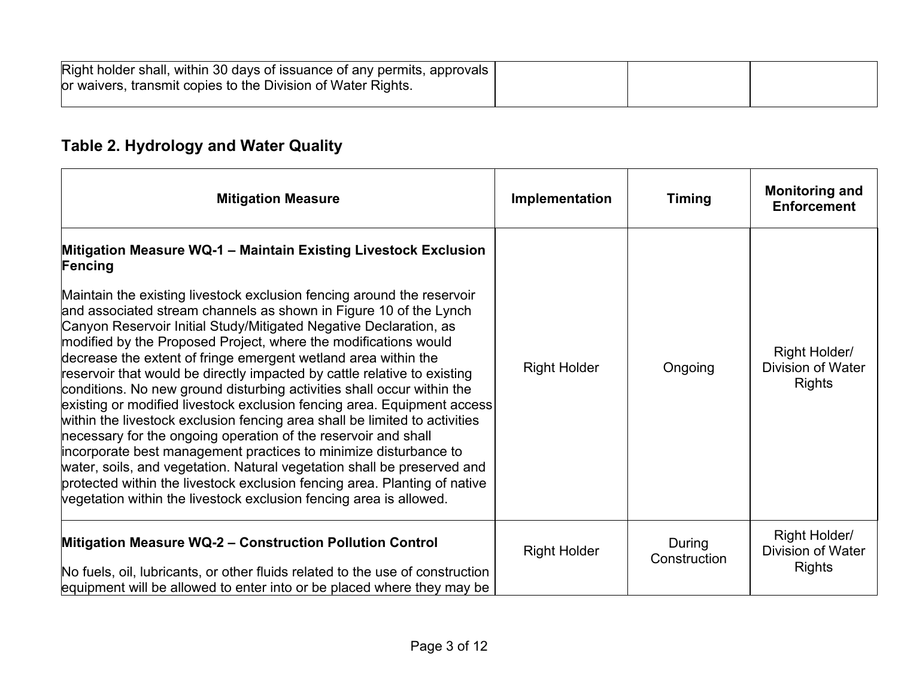| | | | |
|---|---|---|---|
| Right holder shall, within 30 days of issuance of any permits, approvals or waivers, transmit copies to the Division of Water Rights. | | | |

### Table 2. Hydrology and Water Quality

| Mitigation Measure | Implementation | Timing | Monitoring and Enforcement |
|---|---|---|---|
| **Mitigation Measure WQ-1 – Maintain Existing Livestock Exclusion Fencing**<br><br>Maintain the existing livestock exclusion fencing around the reservoir and associated stream channels as shown in Figure 10 of the Lynch Canyon Reservoir Initial Study/Mitigated Negative Declaration, as modified by the Proposed Project, where the modifications would decrease the extent of fringe emergent wetland area within the reservoir that would be directly impacted by cattle relative to existing conditions. No new ground disturbing activities shall occur within the existing or modified livestock exclusion fencing area. Equipment access within the livestock exclusion fencing area shall be limited to activities necessary for the ongoing operation of the reservoir and shall incorporate best management practices to minimize disturbance to water, soils, and vegetation. Natural vegetation shall be preserved and protected within the livestock exclusion fencing area. Planting of native vegetation within the livestock exclusion fencing area is allowed. | Right Holder | Ongoing | Right Holder/ Division of Water Rights |
| **Mitigation Measure WQ-2 – Construction Pollution Control**<br><br>No fuels, oil, lubricants, or other fluids related to the use of construction equipment will be allowed to enter into or be placed where they may be | Right Holder | During Construction | Right Holder/ Division of Water Rights |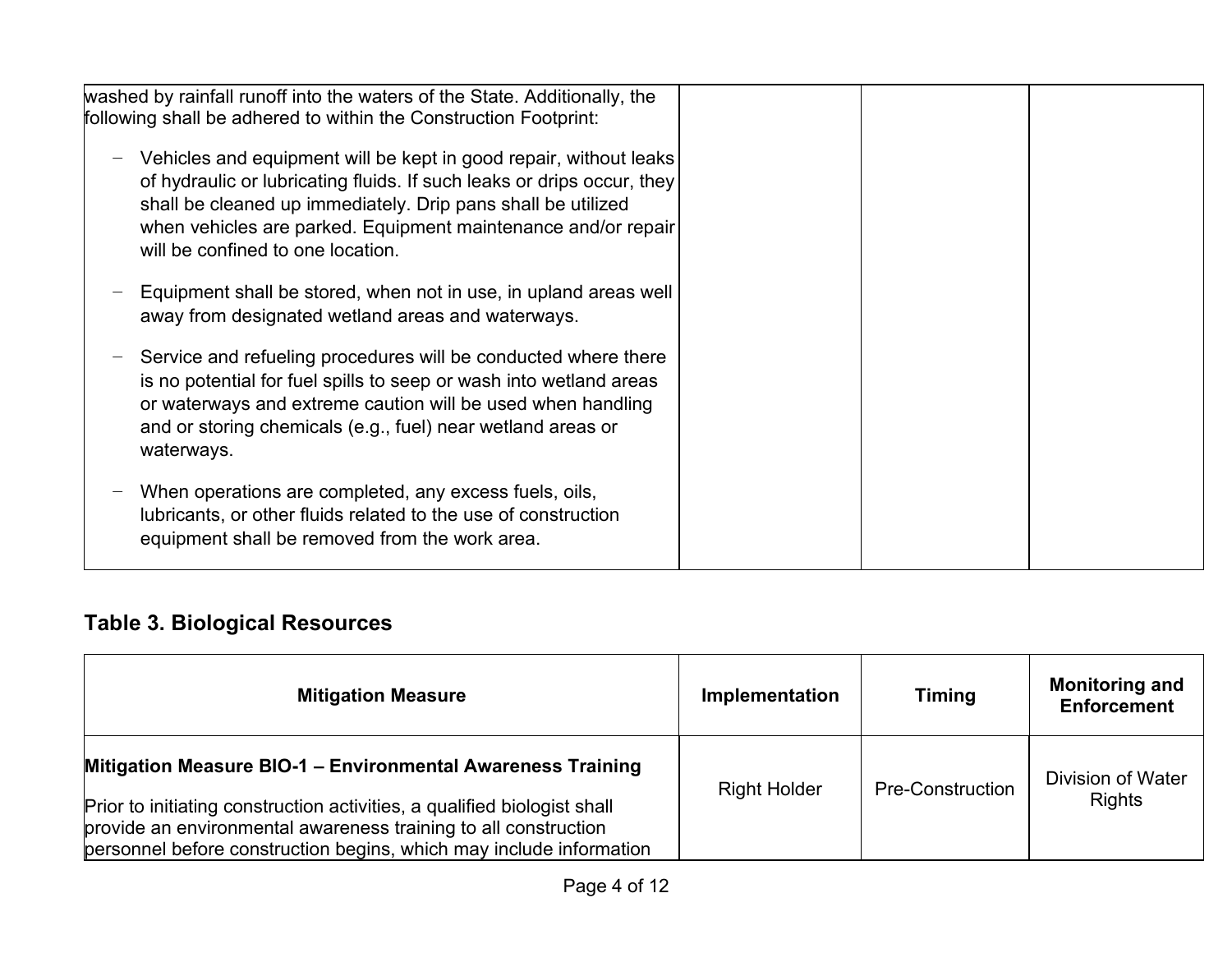| | | | |
|---|---|---|---|
| washed by rainfall runoff into the waters of the State. Additionally, the following shall be adhered to within the Construction Footprint:<br><br>− Vehicles and equipment will be kept in good repair, without leaks of hydraulic or lubricating fluids. If such leaks or drips occur, they shall be cleaned up immediately. Drip pans shall be utilized when vehicles are parked. Equipment maintenance and/or repair will be confined to one location.<br><br>− Equipment shall be stored, when not in use, in upland areas well away from designated wetland areas and waterways.<br><br>− Service and refueling procedures will be conducted where there is no potential for fuel spills to seep or wash into wetland areas or waterways and extreme caution will be used when handling and or storing chemicals (e.g., fuel) near wetland areas or waterways.<br><br>− When operations are completed, any excess fuels, oils, lubricants, or other fluids related to the use of construction equipment shall be removed from the work area. | | | |

## Table 3. Biological Resources

| Mitigation Measure | Implementation | Timing | Monitoring and Enforcement |
|---|---|---|---|
| **Mitigation Measure BIO-1 – Environmental Awareness Training**<br><br>Prior to initiating construction activities, a qualified biologist shall provide an environmental awareness training to all construction personnel before construction begins, which may include information | Right Holder | Pre-Construction | Division of Water Rights |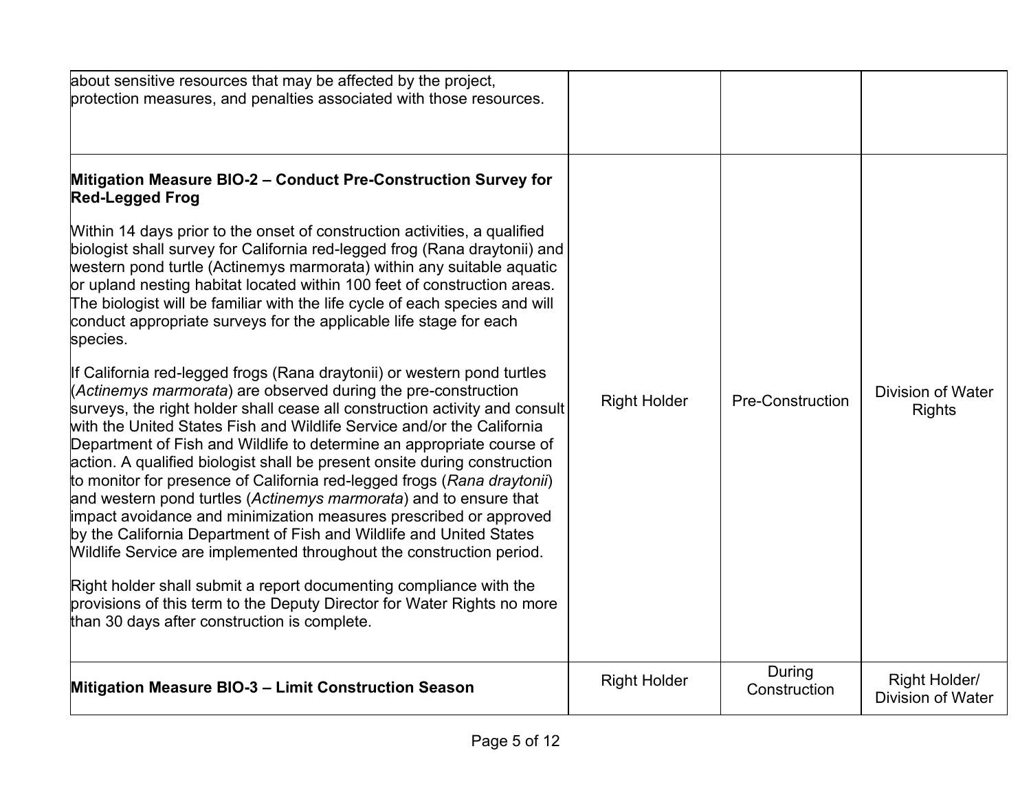| | | | |
|---|---|---|---|
| about sensitive resources that may be affected by the project, protection measures, and penalties associated with those resources. | | | |
| **Mitigation Measure BIO-2 – Conduct Pre-Construction Survey for Red-Legged Frog**<br><br>Within 14 days prior to the onset of construction activities, a qualified biologist shall survey for California red-legged frog (Rana draytonii) and western pond turtle (Actinemys marmorata) within any suitable aquatic or upland nesting habitat located within 100 feet of construction areas. The biologist will be familiar with the life cycle of each species and will conduct appropriate surveys for the applicable life stage for each species.<br><br>If California red-legged frogs (Rana draytonii) or western pond turtles (*Actinemys marmorata*) are observed during the pre-construction surveys, the right holder shall cease all construction activity and consult with the United States Fish and Wildlife Service and/or the California Department of Fish and Wildlife to determine an appropriate course of action. A qualified biologist shall be present onsite during construction to monitor for presence of California red-legged frogs (*Rana draytonii*) and western pond turtles (*Actinemys marmorata*) and to ensure that impact avoidance and minimization measures prescribed or approved by the California Department of Fish and Wildlife and United States Wildlife Service are implemented throughout the construction period.<br><br>Right holder shall submit a report documenting compliance with the provisions of this term to the Deputy Director for Water Rights no more than 30 days after construction is complete. | Right Holder | Pre-Construction | Division of Water Rights |
| **Mitigation Measure BIO-3 – Limit Construction Season** | Right Holder | During Construction | Right Holder/ Division of Water |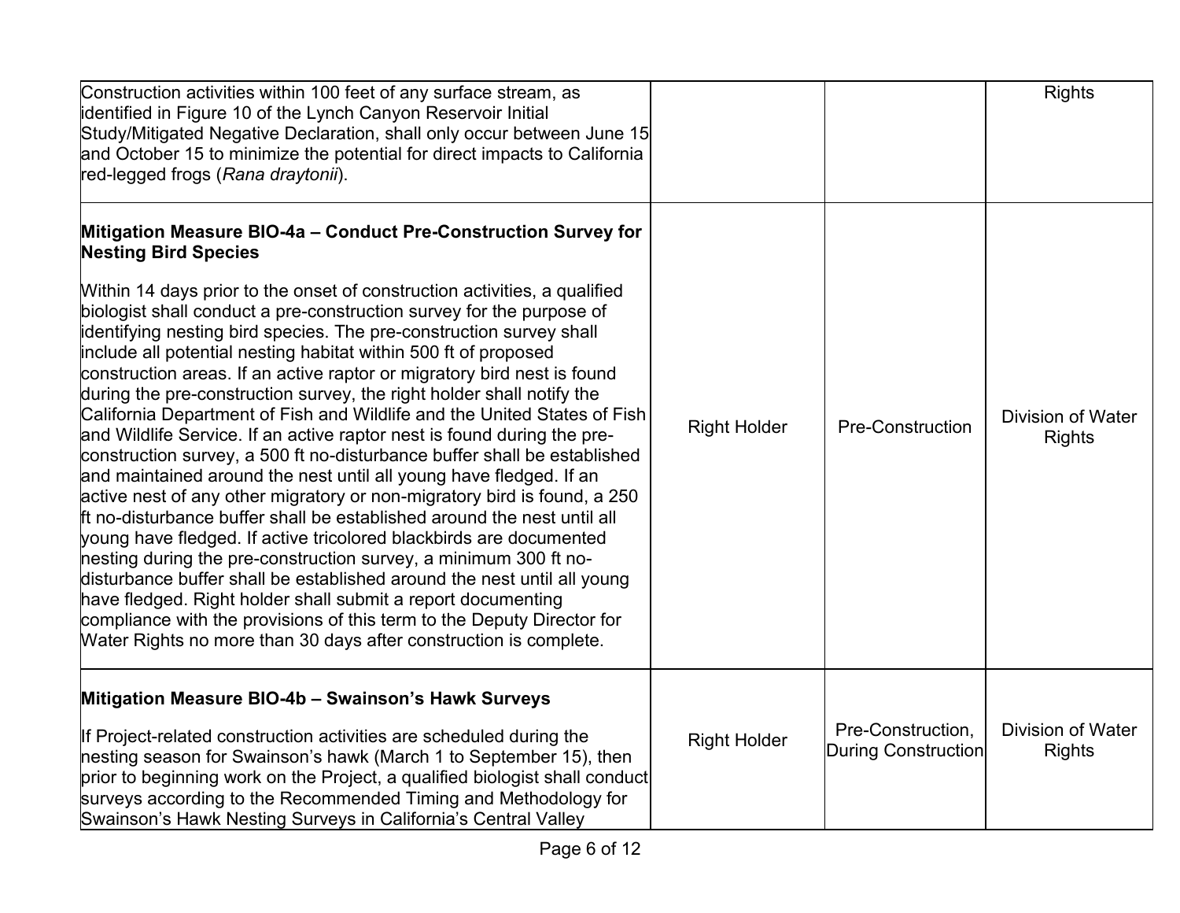| | | | |
|---|---|---|---|
| Construction activities within 100 feet of any surface stream, as identified in Figure 10 of the Lynch Canyon Reservoir Initial Study/Mitigated Negative Declaration, shall only occur between June 15 and October 15 to minimize the potential for direct impacts to California red-legged frogs (*Rana draytonii*). | | | Rights |
| **Mitigation Measure BIO-4a – Conduct Pre-Construction Survey for Nesting Bird Species**<br><br>Within 14 days prior to the onset of construction activities, a qualified biologist shall conduct a pre-construction survey for the purpose of identifying nesting bird species. The pre-construction survey shall include all potential nesting habitat within 500 ft of proposed construction areas. If an active raptor or migratory bird nest is found during the pre-construction survey, the right holder shall notify the California Department of Fish and Wildlife and the United States of Fish and Wildlife Service. If an active raptor nest is found during the pre-construction survey, a 500 ft no-disturbance buffer shall be established and maintained around the nest until all young have fledged. If an active nest of any other migratory or non-migratory bird is found, a 250 ft no-disturbance buffer shall be established around the nest until all young have fledged. If active tricolored blackbirds are documented nesting during the pre-construction survey, a minimum 300 ft no-disturbance buffer shall be established around the nest until all young have fledged. Right holder shall submit a report documenting compliance with the provisions of this term to the Deputy Director for Water Rights no more than 30 days after construction is complete. | Right Holder | Pre-Construction | Division of Water Rights |
| **Mitigation Measure BIO-4b – Swainson's Hawk Surveys**<br><br>If Project-related construction activities are scheduled during the nesting season for Swainson's hawk (March 1 to September 15), then prior to beginning work on the Project, a qualified biologist shall conduct surveys according to the Recommended Timing and Methodology for Swainson's Hawk Nesting Surveys in California's Central Valley | Right Holder | Pre-Construction, During Construction | Division of Water Rights |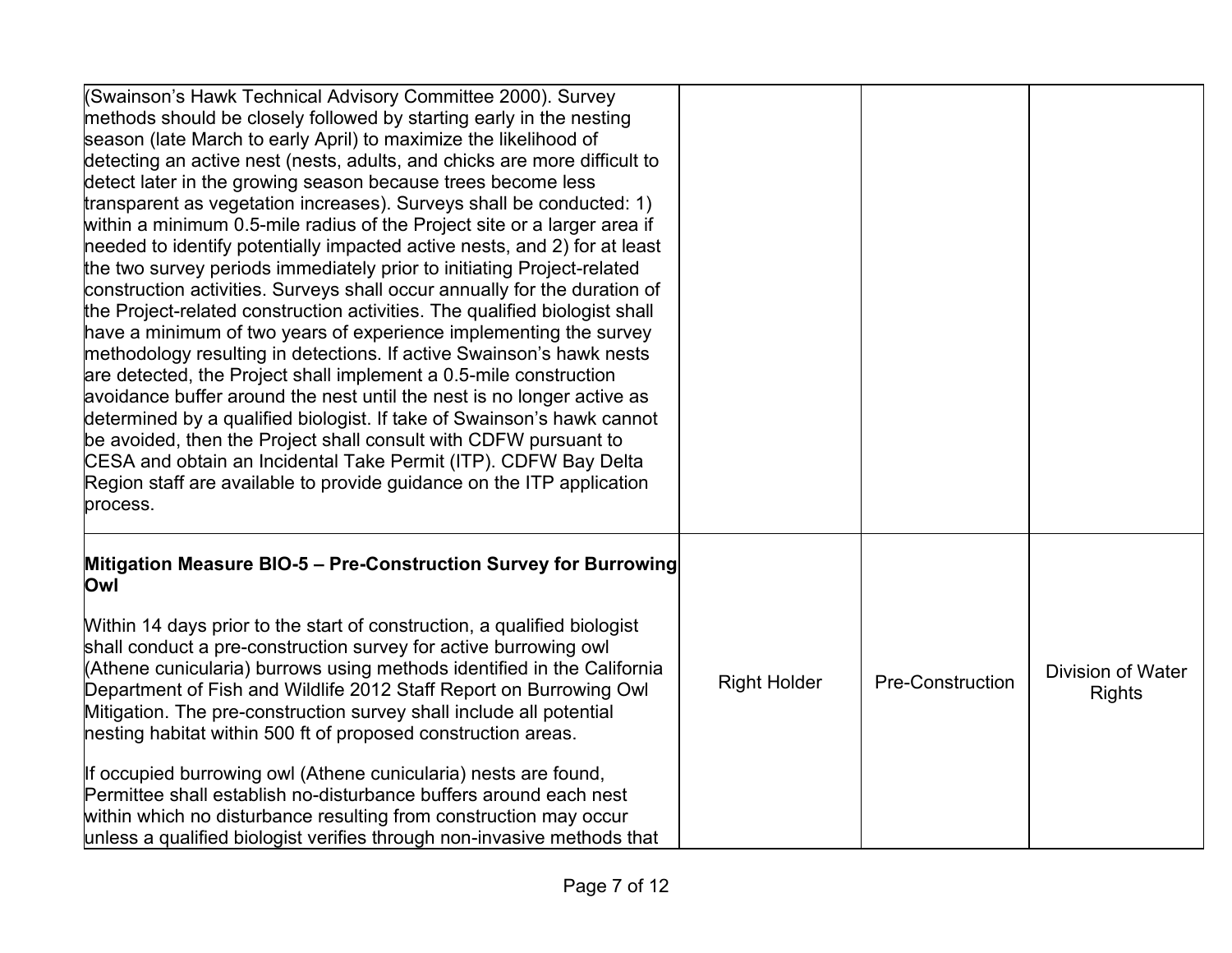| | | | |
|---|---|---|---|
| (Swainson's Hawk Technical Advisory Committee 2000). Survey methods should be closely followed by starting early in the nesting season (late March to early April) to maximize the likelihood of detecting an active nest (nests, adults, and chicks are more difficult to detect later in the growing season because trees become less transparent as vegetation increases). Surveys shall be conducted: 1) within a minimum 0.5-mile radius of the Project site or a larger area if needed to identify potentially impacted active nests, and 2) for at least the two survey periods immediately prior to initiating Project-related construction activities. Surveys shall occur annually for the duration of the Project-related construction activities. The qualified biologist shall have a minimum of two years of experience implementing the survey methodology resulting in detections. If active Swainson's hawk nests are detected, the Project shall implement a 0.5-mile construction avoidance buffer around the nest until the nest is no longer active as determined by a qualified biologist. If take of Swainson's hawk cannot be avoided, then the Project shall consult with CDFW pursuant to CESA and obtain an Incidental Take Permit (ITP). CDFW Bay Delta Region staff are available to provide guidance on the ITP application process. | | | |
| **Mitigation Measure BIO-5 – Pre-Construction Survey for Burrowing Owl**<br><br>Within 14 days prior to the start of construction, a qualified biologist shall conduct a pre-construction survey for active burrowing owl (Athene cunicularia) burrows using methods identified in the California Department of Fish and Wildlife 2012 Staff Report on Burrowing Owl Mitigation. The pre-construction survey shall include all potential nesting habitat within 500 ft of proposed construction areas.<br><br>If occupied burrowing owl (Athene cunicularia) nests are found, Permittee shall establish no-disturbance buffers around each nest within which no disturbance resulting from construction may occur unless a qualified biologist verifies through non-invasive methods that | Right Holder | Pre-Construction | Division of Water Rights |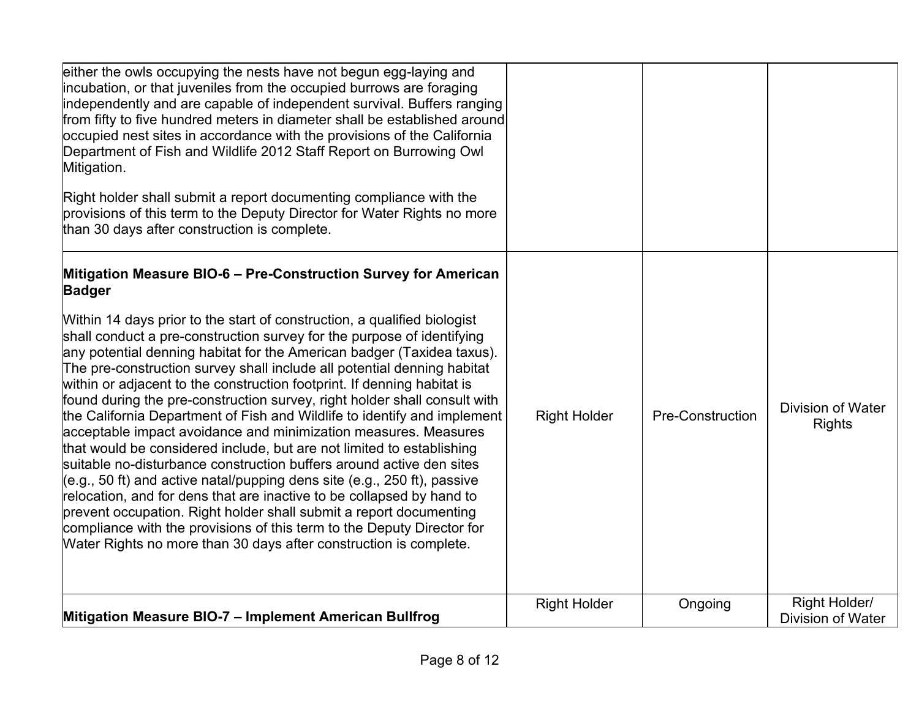| | | | |
|---|---|---|---|
| either the owls occupying the nests have not begun egg-laying and incubation, or that juveniles from the occupied burrows are foraging independently and are capable of independent survival. Buffers ranging from fifty to five hundred meters in diameter shall be established around occupied nest sites in accordance with the provisions of the California Department of Fish and Wildlife 2012 Staff Report on Burrowing Owl Mitigation.<br><br>Right holder shall submit a report documenting compliance with the provisions of this term to the Deputy Director for Water Rights no more than 30 days after construction is complete. | | | |
| **Mitigation Measure BIO-6 – Pre-Construction Survey for American Badger**<br><br>Within 14 days prior to the start of construction, a qualified biologist shall conduct a pre-construction survey for the purpose of identifying any potential denning habitat for the American badger (Taxidea taxus). The pre-construction survey shall include all potential denning habitat within or adjacent to the construction footprint. If denning habitat is found during the pre-construction survey, right holder shall consult with the California Department of Fish and Wildlife to identify and implement acceptable impact avoidance and minimization measures. Measures that would be considered include, but are not limited to establishing suitable no-disturbance construction buffers around active den sites (e.g., 50 ft) and active natal/pupping dens site (e.g., 250 ft), passive relocation, and for dens that are inactive to be collapsed by hand to prevent occupation. Right holder shall submit a report documenting compliance with the provisions of this term to the Deputy Director for Water Rights no more than 30 days after construction is complete. | Right Holder | Pre-Construction | Division of Water Rights |
| **Mitigation Measure BIO-7 – Implement American Bullfrog** | Right Holder | Ongoing | Right Holder/ Division of Water |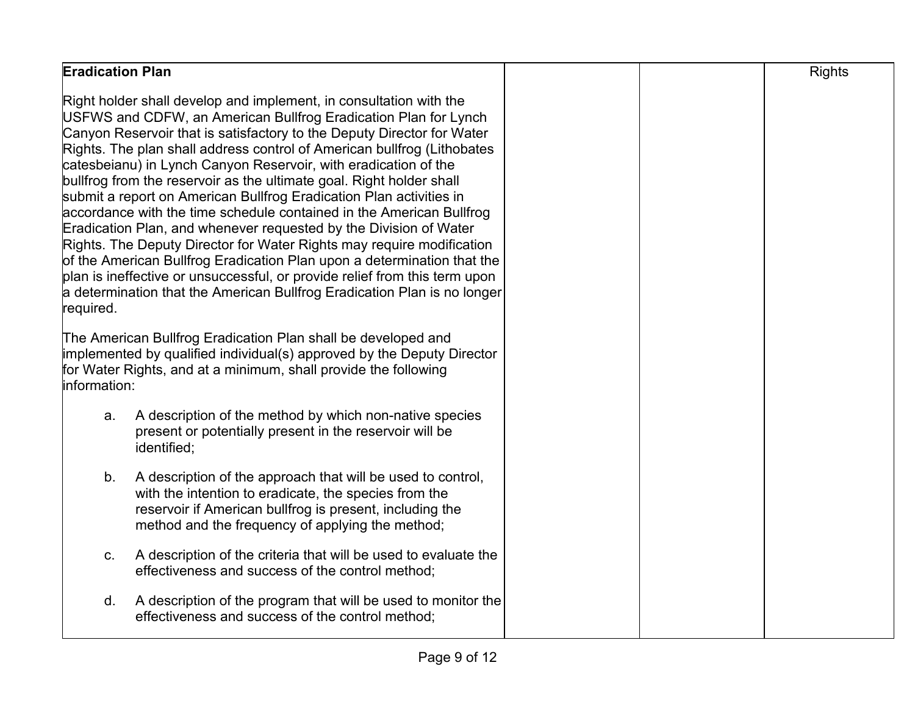| **Eradication Plan**<br><br>Right holder shall develop and implement, in consultation with the USFWS and CDFW, an American Bullfrog Eradication Plan for Lynch Canyon Reservoir that is satisfactory to the Deputy Director for Water Rights. The plan shall address control of American bullfrog (Lithobates catesbeianu) in Lynch Canyon Reservoir, with eradication of the bullfrog from the reservoir as the ultimate goal. Right holder shall submit a report on American Bullfrog Eradication Plan activities in accordance with the time schedule contained in the American Bullfrog Eradication Plan, and whenever requested by the Division of Water Rights. The Deputy Director for Water Rights may require modification of the American Bullfrog Eradication Plan upon a determination that the plan is ineffective or unsuccessful, or provide relief from this term upon a determination that the American Bullfrog Eradication Plan is no longer required.<br><br>The American Bullfrog Eradication Plan shall be developed and implemented by qualified individual(s) approved by the Deputy Director for Water Rights, and at a minimum, shall provide the following information:<br><br>a. A description of the method by which non-native species present or potentially present in the reservoir will be identified;<br><br>b. A description of the approach that will be used to control, with the intention to eradicate, the species from the reservoir if American bullfrog is present, including the method and the frequency of applying the method;<br><br>c. A description of the criteria that will be used to evaluate the effectiveness and success of the control method;<br><br>d. A description of the program that will be used to monitor the effectiveness and success of the control method; | | | Rights |
|---|---|---|---|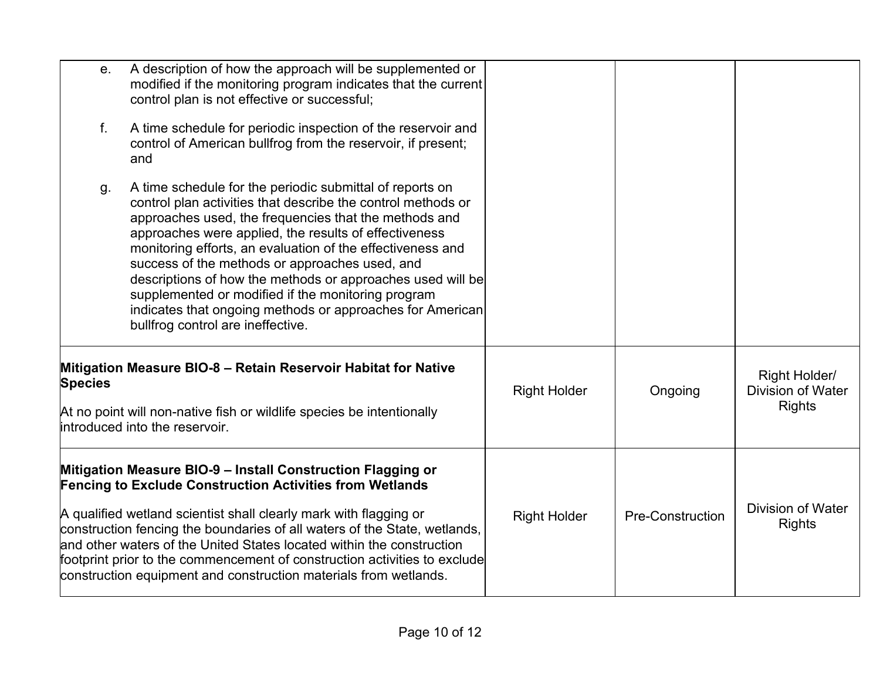| | | | |
|---|---|---|---|
| e. A description of how the approach will be supplemented or modified if the monitoring program indicates that the current control plan is not effective or successful;<br><br>f. A time schedule for periodic inspection of the reservoir and control of American bullfrog from the reservoir, if present; and<br><br>g. A time schedule for the periodic submittal of reports on control plan activities that describe the control methods or approaches used, the frequencies that the methods and approaches were applied, the results of effectiveness monitoring efforts, an evaluation of the effectiveness and success of the methods or approaches used, and descriptions of how the methods or approaches used will be supplemented or modified if the monitoring program indicates that ongoing methods or approaches for American bullfrog control are ineffective. | | | |
| **Mitigation Measure BIO-8 – Retain Reservoir Habitat for Native Species**<br><br>At no point will non-native fish or wildlife species be intentionally introduced into the reservoir. | Right Holder | Ongoing | Right Holder/ Division of Water Rights |
| **Mitigation Measure BIO-9 – Install Construction Flagging or Fencing to Exclude Construction Activities from Wetlands**<br><br>A qualified wetland scientist shall clearly mark with flagging or construction fencing the boundaries of all waters of the State, wetlands, and other waters of the United States located within the construction footprint prior to the commencement of construction activities to exclude construction equipment and construction materials from wetlands. | Right Holder | Pre-Construction | Division of Water Rights |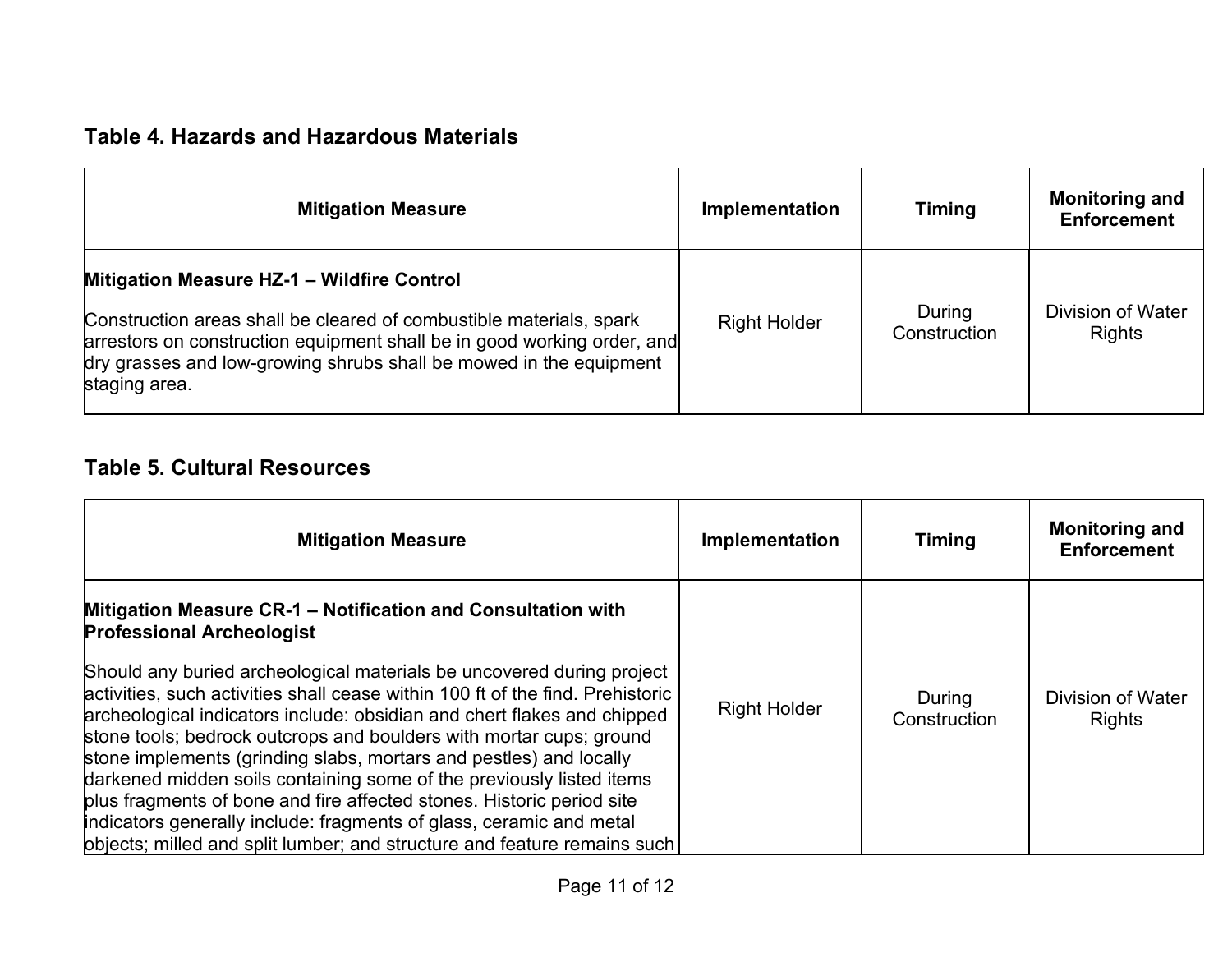### Table 4. Hazards and Hazardous Materials

| Mitigation Measure | Implementation | Timing | Monitoring and Enforcement |
|---|---|---|---|
| **Mitigation Measure HZ-1 – Wildfire Control**<br><br>Construction areas shall be cleared of combustible materials, spark arrestors on construction equipment shall be in good working order, and dry grasses and low-growing shrubs shall be mowed in the equipment staging area. | Right Holder | During Construction | Division of Water Rights |

### Table 5. Cultural Resources

| Mitigation Measure | Implementation | Timing | Monitoring and Enforcement |
|---|---|---|---|
| **Mitigation Measure CR-1 – Notification and Consultation with Professional Archeologist**<br><br>Should any buried archeological materials be uncovered during project activities, such activities shall cease within 100 ft of the find. Prehistoric archeological indicators include: obsidian and chert flakes and chipped stone tools; bedrock outcrops and boulders with mortar cups; ground stone implements (grinding slabs, mortars and pestles) and locally darkened midden soils containing some of the previously listed items plus fragments of bone and fire affected stones. Historic period site indicators generally include: fragments of glass, ceramic and metal objects; milled and split lumber; and structure and feature remains such | Right Holder | During Construction | Division of Water Rights |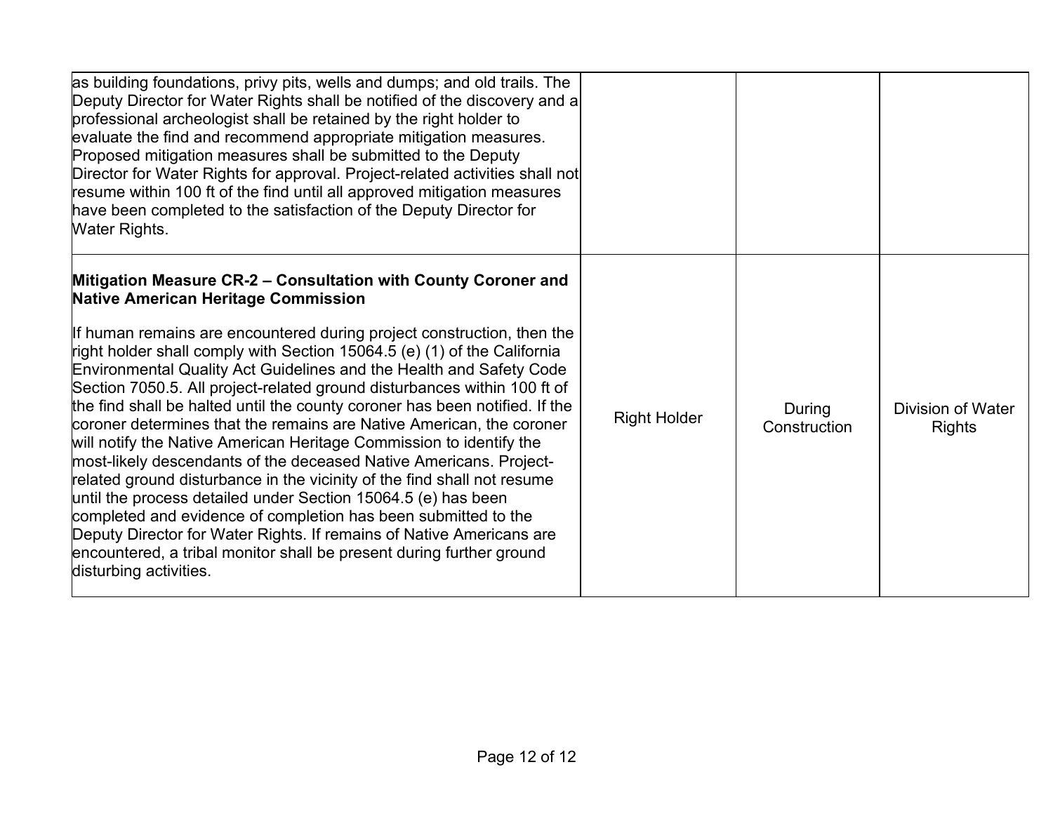| | | | |
|---|---|---|---|
| as building foundations, privy pits, wells and dumps; and old trails. The Deputy Director for Water Rights shall be notified of the discovery and a professional archeologist shall be retained by the right holder to evaluate the find and recommend appropriate mitigation measures. Proposed mitigation measures shall be submitted to the Deputy Director for Water Rights for approval. Project-related activities shall not resume within 100 ft of the find until all approved mitigation measures have been completed to the satisfaction of the Deputy Director for Water Rights. | | | |
| **Mitigation Measure CR-2 – Consultation with County Coroner and Native American Heritage Commission**<br><br>If human remains are encountered during project construction, then the right holder shall comply with Section 15064.5 (e) (1) of the California Environmental Quality Act Guidelines and the Health and Safety Code Section 7050.5. All project-related ground disturbances within 100 ft of the find shall be halted until the county coroner has been notified. If the coroner determines that the remains are Native American, the coroner will notify the Native American Heritage Commission to identify the most-likely descendants of the deceased Native Americans. Project-related ground disturbance in the vicinity of the find shall not resume until the process detailed under Section 15064.5 (e) has been completed and evidence of completion has been submitted to the Deputy Director for Water Rights. If remains of Native Americans are encountered, a tribal monitor shall be present during further ground disturbing activities. | Right Holder | During Construction | Division of Water Rights |